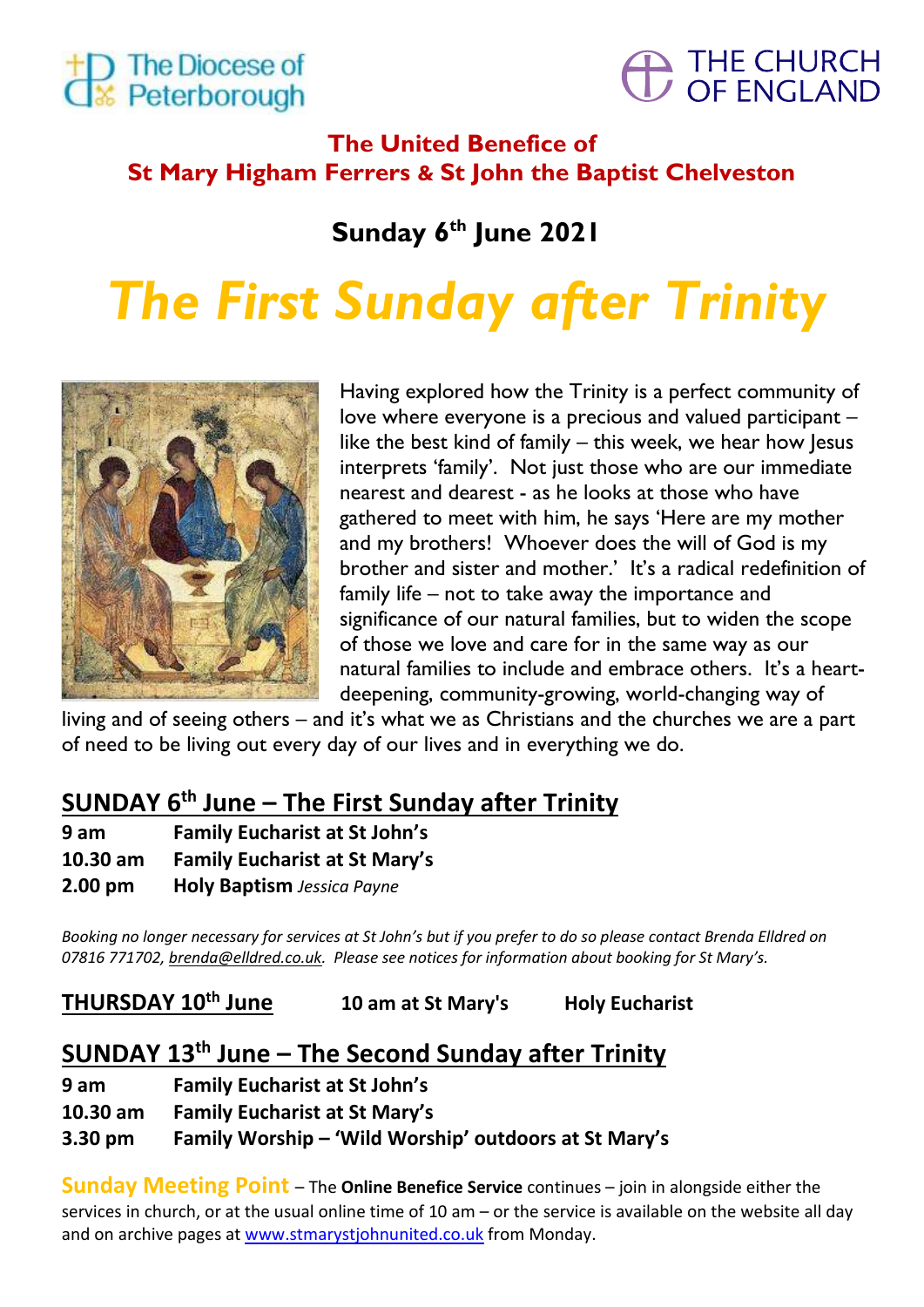The Diocese of Peterborough

THE CHURCH OF ENGLAND

**The United Benefice of**
**St Mary Higham Ferrers & St John the Baptist Chelveston**

**Sunday 6th June 2021**

# *The First Sunday after Trinity*

Having explored how the Trinity is a perfect community of love where everyone is a precious and valued participant – like the best kind of family – this week, we hear how Jesus interprets 'family'. Not just those who are our immediate nearest and dearest - as he looks at those who have gathered to meet with him, he says 'Here are my mother and my brothers! Whoever does the will of God is my brother and sister and mother.' It's a radical redefinition of family life – not to take away the importance and significance of our natural families, but to widen the scope of those we love and care for in the same way as our natural families to include and embrace others. It's a heart-deepening, community-growing, world-changing way of living and of seeing others – and it's what we as Christians and the churches we are a part of need to be living out every day of our lives and in everything we do.

## SUNDAY 6th June – The First Sunday after Trinity

**9 am** **Family Eucharist at St John's**
**10.30 am** **Family Eucharist at St Mary's**
**2.00 pm** **Holy Baptism** *Jessica Payne*

*Booking no longer necessary for services at St John's but if you prefer to do so please contact Brenda Elldred on 07816 771702, brenda@elldred.co.uk. Please see notices for information about booking for St Mary's.*

**THURSDAY 10th June** **10 am at St Mary's** **Holy Eucharist**

## SUNDAY 13th June – The Second Sunday after Trinity

**9 am** **Family Eucharist at St John's**
**10.30 am** **Family Eucharist at St Mary's**
**3.30 pm** **Family Worship – 'Wild Worship' outdoors at St Mary's**

**Sunday Meeting Point** – The **Online Benefice Service** continues – join in alongside either the services in church, or at the usual online time of 10 am – or the service is available on the website all day and on archive pages at www.stmarystjohnunited.co.uk from Monday.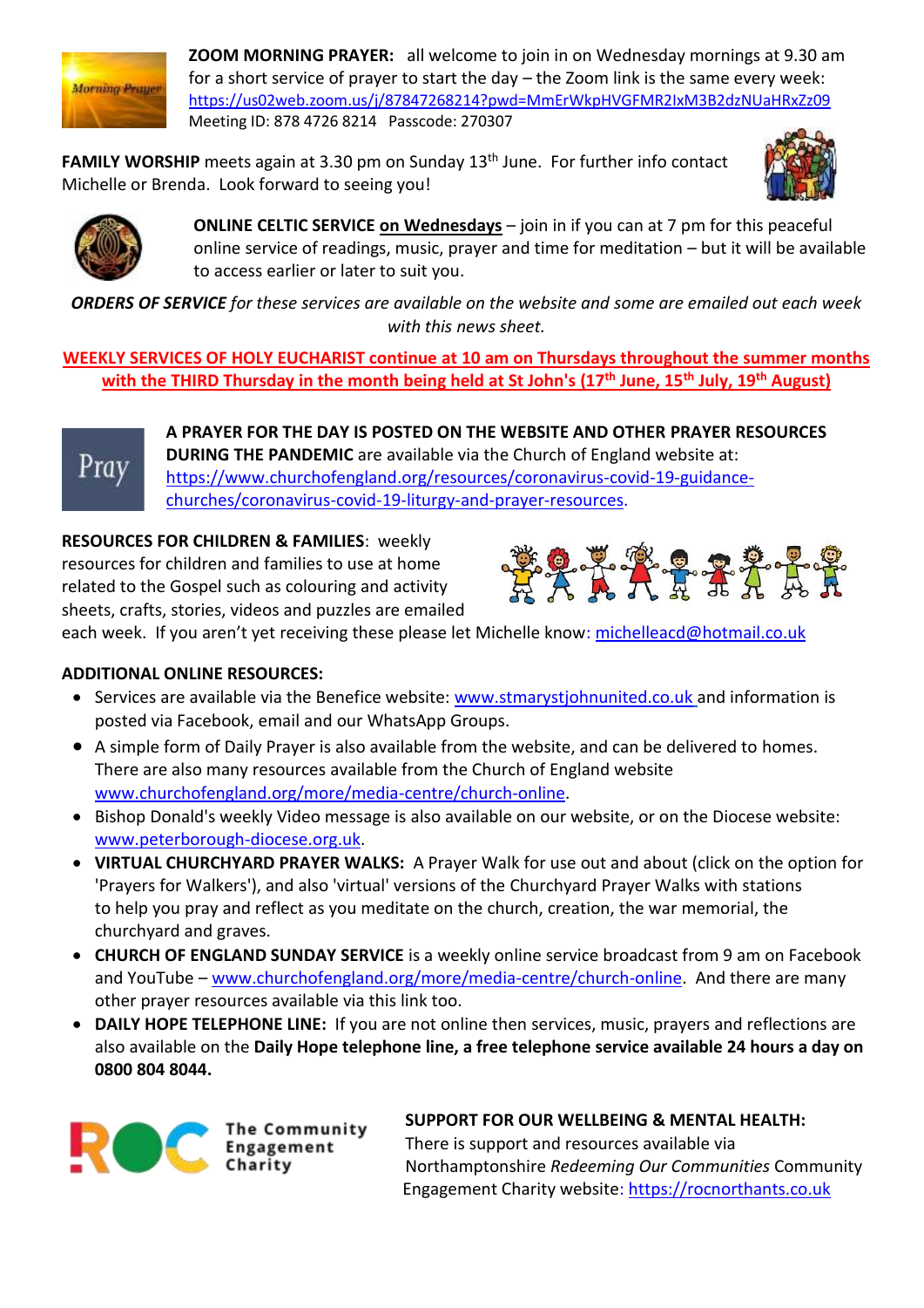**ZOOM MORNING PRAYER:** all welcome to join in on Wednesday mornings at 9.30 am for a short service of prayer to start the day – the Zoom link is the same every week: https://us02web.zoom.us/j/87847268214?pwd=MmErWkpHVGFMR2IxM3B2dzNUaHRxZz09
Meeting ID: 878 4726 8214 Passcode: 270307

**FAMILY WORSHIP** meets again at 3.30 pm on Sunday 13th June. For further info contact Michelle or Brenda. Look forward to seeing you!

**ONLINE CELTIC SERVICE on Wednesdays** – join in if you can at 7 pm for this peaceful online service of readings, music, prayer and time for meditation – but it will be available to access earlier or later to suit you.

***ORDERS OF SERVICE*** *for these services are available on the website and some are emailed out each week with this news sheet.*

**WEEKLY SERVICES OF HOLY EUCHARIST continue at 10 am on Thursdays throughout the summer months with the THIRD Thursday in the month being held at St John's (17th June, 15th July, 19th August)**

**A PRAYER FOR THE DAY IS POSTED ON THE WEBSITE AND OTHER PRAYER RESOURCES DURING THE PANDEMIC** are available via the Church of England website at: https://www.churchofengland.org/resources/coronavirus-covid-19-guidance-churches/coronavirus-covid-19-liturgy-and-prayer-resources.

**RESOURCES FOR CHILDREN & FAMILIES**: weekly resources for children and families to use at home related to the Gospel such as colouring and activity sheets, crafts, stories, videos and puzzles are emailed each week. If you aren't yet receiving these please let Michelle know: michelleacd@hotmail.co.uk

**ADDITIONAL ONLINE RESOURCES:**

- Services are available via the Benefice website: www.stmarystjohnunited.co.uk and information is posted via Facebook, email and our WhatsApp Groups.
- A simple form of Daily Prayer is also available from the website, and can be delivered to homes. There are also many resources available from the Church of England website www.churchofengland.org/more/media-centre/church-online.
- Bishop Donald's weekly Video message is also available on our website, or on the Diocese website: www.peterborough-diocese.org.uk.
- **VIRTUAL CHURCHYARD PRAYER WALKS:** A Prayer Walk for use out and about (click on the option for 'Prayers for Walkers'), and also 'virtual' versions of the Churchyard Prayer Walks with stations to help you pray and reflect as you meditate on the church, creation, the war memorial, the churchyard and graves.
- **CHURCH OF ENGLAND SUNDAY SERVICE** is a weekly online service broadcast from 9 am on Facebook and YouTube – www.churchofengland.org/more/media-centre/church-online. And there are many other prayer resources available via this link too.
- **DAILY HOPE TELEPHONE LINE:** If you are not online then services, music, prayers and reflections are also available on the **Daily Hope telephone line, a free telephone service available 24 hours a day on 0800 804 8044.**

ROC The Community Engagement Charity

**SUPPORT FOR OUR WELLBEING & MENTAL HEALTH:**
There is support and resources available via Northamptonshire *Redeeming Our Communities* Community Engagement Charity website: https://rocnorthants.co.uk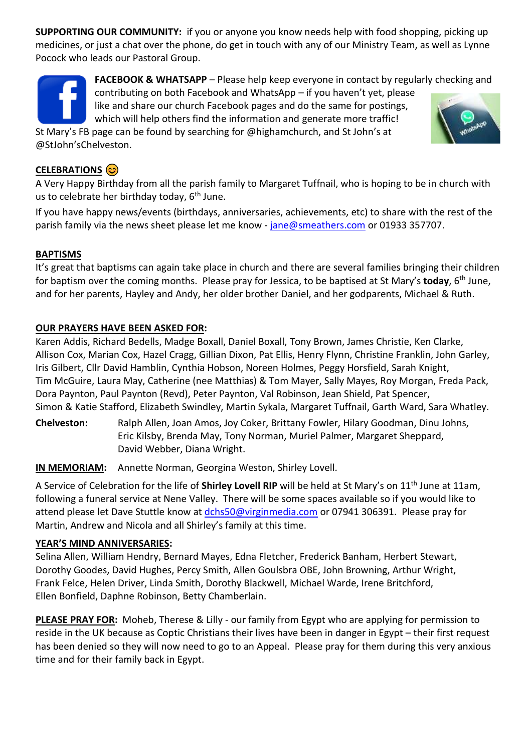**SUPPORTING OUR COMMUNITY:** if you or anyone you know needs help with food shopping, picking up medicines, or just a chat over the phone, do get in touch with any of our Ministry Team, as well as Lynne Pocock who leads our Pastoral Group.

**FACEBOOK & WHATSAPP** – Please help keep everyone in contact by regularly checking and contributing on both Facebook and WhatsApp – if you haven't yet, please like and share our church Facebook pages and do the same for postings, which will help others find the information and generate more traffic! St Mary's FB page can be found by searching for @highamchurch, and St John's at @StJohn'sChelveston.

**CELEBRATIONS** 😊

A Very Happy Birthday from all the parish family to Margaret Tuffnail, who is hoping to be in church with us to celebrate her birthday today, 6th June.

If you have happy news/events (birthdays, anniversaries, achievements, etc) to share with the rest of the parish family via the news sheet please let me know - jane@smeathers.com or 01933 357707.

**BAPTISMS**

It's great that baptisms can again take place in church and there are several families bringing their children for baptism over the coming months. Please pray for Jessica, to be baptised at St Mary's **today**, 6th June, and for her parents, Hayley and Andy, her older brother Daniel, and her godparents, Michael & Ruth.

**OUR PRAYERS HAVE BEEN ASKED FOR:**

Karen Addis, Richard Bedells, Madge Boxall, Daniel Boxall, Tony Brown, James Christie, Ken Clarke, Allison Cox, Marian Cox, Hazel Cragg, Gillian Dixon, Pat Ellis, Henry Flynn, Christine Franklin, John Garley, Iris Gilbert, Cllr David Hamblin, Cynthia Hobson, Noreen Holmes, Peggy Horsfield, Sarah Knight, Tim McGuire, Laura May, Catherine (nee Matthias) & Tom Mayer, Sally Mayes, Roy Morgan, Freda Pack, Dora Paynton, Paul Paynton (Revd), Peter Paynton, Val Robinson, Jean Shield, Pat Spencer, Simon & Katie Stafford, Elizabeth Swindley, Martin Sykala, Margaret Tuffnail, Garth Ward, Sara Whatley.

**Chelveston:** Ralph Allen, Joan Amos, Joy Coker, Brittany Fowler, Hilary Goodman, Dinu Johns, Eric Kilsby, Brenda May, Tony Norman, Muriel Palmer, Margaret Sheppard, David Webber, Diana Wright.

**IN MEMORIAM:** Annette Norman, Georgina Weston, Shirley Lovell.

A Service of Celebration for the life of **Shirley Lovell RIP** will be held at St Mary's on 11th June at 11am, following a funeral service at Nene Valley. There will be some spaces available so if you would like to attend please let Dave Stuttle know at dchs50@virginmedia.com or 07941 306391. Please pray for Martin, Andrew and Nicola and all Shirley's family at this time.

**YEAR'S MIND ANNIVERSARIES:**

Selina Allen, William Hendry, Bernard Mayes, Edna Fletcher, Frederick Banham, Herbert Stewart, Dorothy Goodes, David Hughes, Percy Smith, Allen Goulsbra OBE, John Browning, Arthur Wright, Frank Felce, Helen Driver, Linda Smith, Dorothy Blackwell, Michael Warde, Irene Britchford, Ellen Bonfield, Daphne Robinson, Betty Chamberlain.

**PLEASE PRAY FOR:** Moheb, Therese & Lilly - our family from Egypt who are applying for permission to reside in the UK because as Coptic Christians their lives have been in danger in Egypt – their first request has been denied so they will now need to go to an Appeal. Please pray for them during this very anxious time and for their family back in Egypt.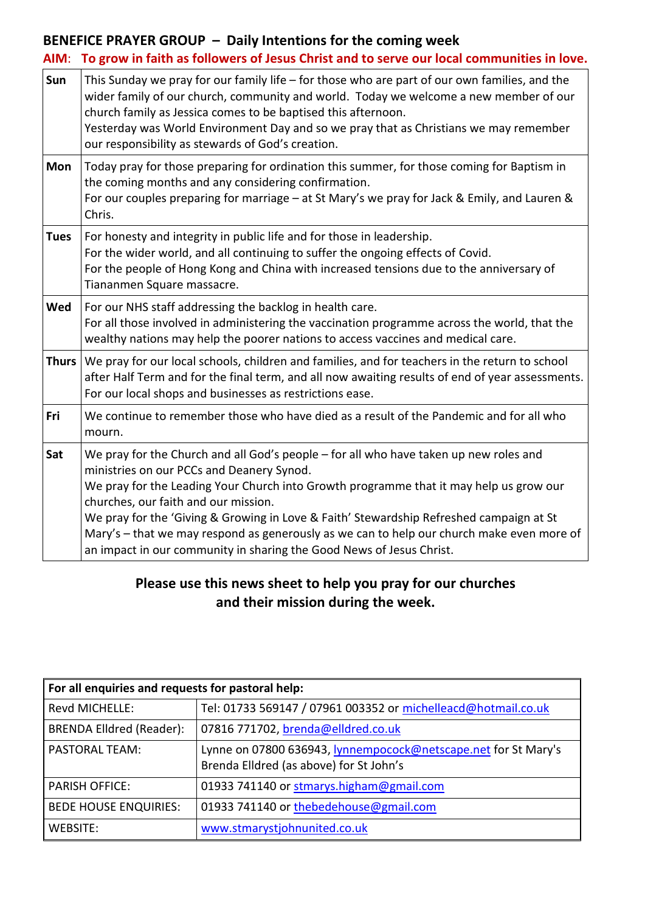## BENEFICE PRAYER GROUP – Daily Intentions for the coming week

**AIM: To grow in faith as followers of Jesus Christ and to serve our local communities in love.**

| | |
|---|---|
| **Sun** | This Sunday we pray for our family life – for those who are part of our own families, and the wider family of our church, community and world. Today we welcome a new member of our church family as Jessica comes to be baptised this afternoon.<br>Yesterday was World Environment Day and so we pray that as Christians we may remember our responsibility as stewards of God's creation. |
| **Mon** | Today pray for those preparing for ordination this summer, for those coming for Baptism in the coming months and any considering confirmation.<br>For our couples preparing for marriage – at St Mary's we pray for Jack & Emily, and Lauren & Chris. |
| **Tues** | For honesty and integrity in public life and for those in leadership.<br>For the wider world, and all continuing to suffer the ongoing effects of Covid.<br>For the people of Hong Kong and China with increased tensions due to the anniversary of Tiananmen Square massacre. |
| **Wed** | For our NHS staff addressing the backlog in health care.<br>For all those involved in administering the vaccination programme across the world, that the wealthy nations may help the poorer nations to access vaccines and medical care. |
| **Thurs** | We pray for our local schools, children and families, and for teachers in the return to school after Half Term and for the final term, and all now awaiting results of end of year assessments.<br>For our local shops and businesses as restrictions ease. |
| **Fri** | We continue to remember those who have died as a result of the Pandemic and for all who mourn. |
| **Sat** | We pray for the Church and all God's people – for all who have taken up new roles and ministries on our PCCs and Deanery Synod.<br>We pray for the Leading Your Church into Growth programme that it may help us grow our churches, our faith and our mission.<br>We pray for the 'Giving & Growing in Love & Faith' Stewardship Refreshed campaign at St Mary's – that we may respond as generously as we can to help our church make even more of an impact in our community in sharing the Good News of Jesus Christ. |

**Please use this news sheet to help you pray for our churches and their mission during the week.**

| **For all enquiries and requests for pastoral help:** | |
|---|---|
| Revd MICHELLE: | Tel: 01733 569147 / 07961 003352 or michelleacd@hotmail.co.uk |
| BRENDA Elldred (Reader): | 07816 771702, brenda@elldred.co.uk |
| PASTORAL TEAM: | Lynne on 07800 636943, lynnempocock@netscape.net for St Mary's<br>Brenda Elldred (as above) for St John's |
| PARISH OFFICE: | 01933 741140 or stmarys.higham@gmail.com |
| BEDE HOUSE ENQUIRIES: | 01933 741140 or thebedehouse@gmail.com |
| WEBSITE: | www.stmarystjohnunited.co.uk |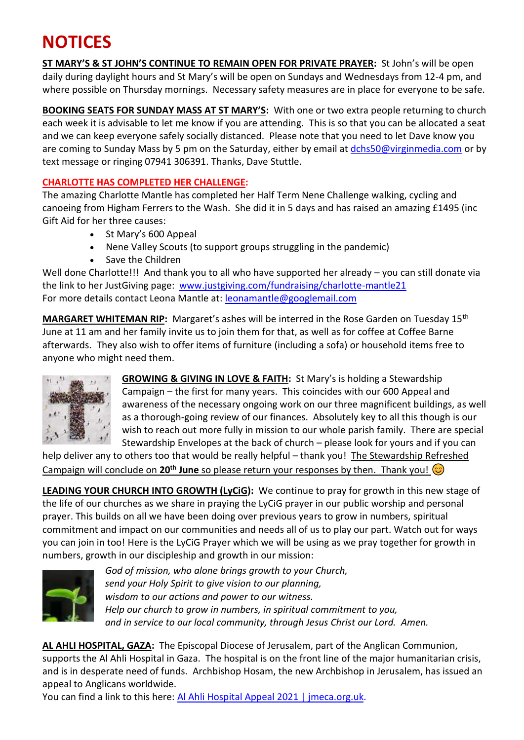# NOTICES

**ST MARY'S & ST JOHN'S CONTINUE TO REMAIN OPEN FOR PRIVATE PRAYER:** St John's will be open daily during daylight hours and St Mary's will be open on Sundays and Wednesdays from 12-4 pm, and where possible on Thursday mornings. Necessary safety measures are in place for everyone to be safe.

**BOOKING SEATS FOR SUNDAY MASS AT ST MARY'S:** With one or two extra people returning to church each week it is advisable to let me know if you are attending. This is so that you can be allocated a seat and we can keep everyone safely socially distanced. Please note that you need to let Dave know you are coming to Sunday Mass by 5 pm on the Saturday, either by email at dchs50@virginmedia.com or by text message or ringing 07941 306391. Thanks, Dave Stuttle.

**CHARLOTTE HAS COMPLETED HER CHALLENGE:**

The amazing Charlotte Mantle has completed her Half Term Nene Challenge walking, cycling and canoeing from Higham Ferrers to the Wash. She did it in 5 days and has raised an amazing £1495 (inc Gift Aid for her three causes:

- St Mary's 600 Appeal
- Nene Valley Scouts (to support groups struggling in the pandemic)
- Save the Children

Well done Charlotte!!! And thank you to all who have supported her already – you can still donate via the link to her JustGiving page: www.justgiving.com/fundraising/charlotte-mantle21
For more details contact Leona Mantle at: leonamantle@googlemail.com

**MARGARET WHITEMAN RIP:** Margaret's ashes will be interred in the Rose Garden on Tuesday 15th June at 11 am and her family invite us to join them for that, as well as for coffee at Coffee Barne afterwards. They also wish to offer items of furniture (including a sofa) or household items free to anyone who might need them.

**GROWING & GIVING IN LOVE & FAITH:** St Mary's is holding a Stewardship Campaign – the first for many years. This coincides with our 600 Appeal and awareness of the necessary ongoing work on our three magnificent buildings, as well as a thorough-going review of our finances. Absolutely key to all this though is our wish to reach out more fully in mission to our whole parish family. There are special Stewardship Envelopes at the back of church – please look for yours and if you can help deliver any to others too that would be really helpful – thank you! The Stewardship Refreshed Campaign will conclude on **20th June** so please return your responses by then. Thank you! 😊

**LEADING YOUR CHURCH INTO GROWTH (LyCiG):** We continue to pray for growth in this new stage of the life of our churches as we share in praying the LyCiG prayer in our public worship and personal prayer. This builds on all we have been doing over previous years to grow in numbers, spiritual commitment and impact on our communities and needs all of us to play our part. Watch out for ways you can join in too! Here is the LyCiG Prayer which we will be using as we pray together for growth in numbers, growth in our discipleship and growth in our mission:

*God of mission, who alone brings growth to your Church,*
*send your Holy Spirit to give vision to our planning,*
*wisdom to our actions and power to our witness.*
*Help our church to grow in numbers, in spiritual commitment to you,*
*and in service to our local community, through Jesus Christ our Lord. Amen.*

**AL AHLI HOSPITAL, GAZA:** The Episcopal Diocese of Jerusalem, part of the Anglican Communion, supports the Al Ahli Hospital in Gaza. The hospital is on the front line of the major humanitarian crisis, and is in desperate need of funds. Archbishop Hosam, the new Archbishop in Jerusalem, has issued an appeal to Anglicans worldwide.
You can find a link to this here: Al Ahli Hospital Appeal 2021 | jmeca.org.uk.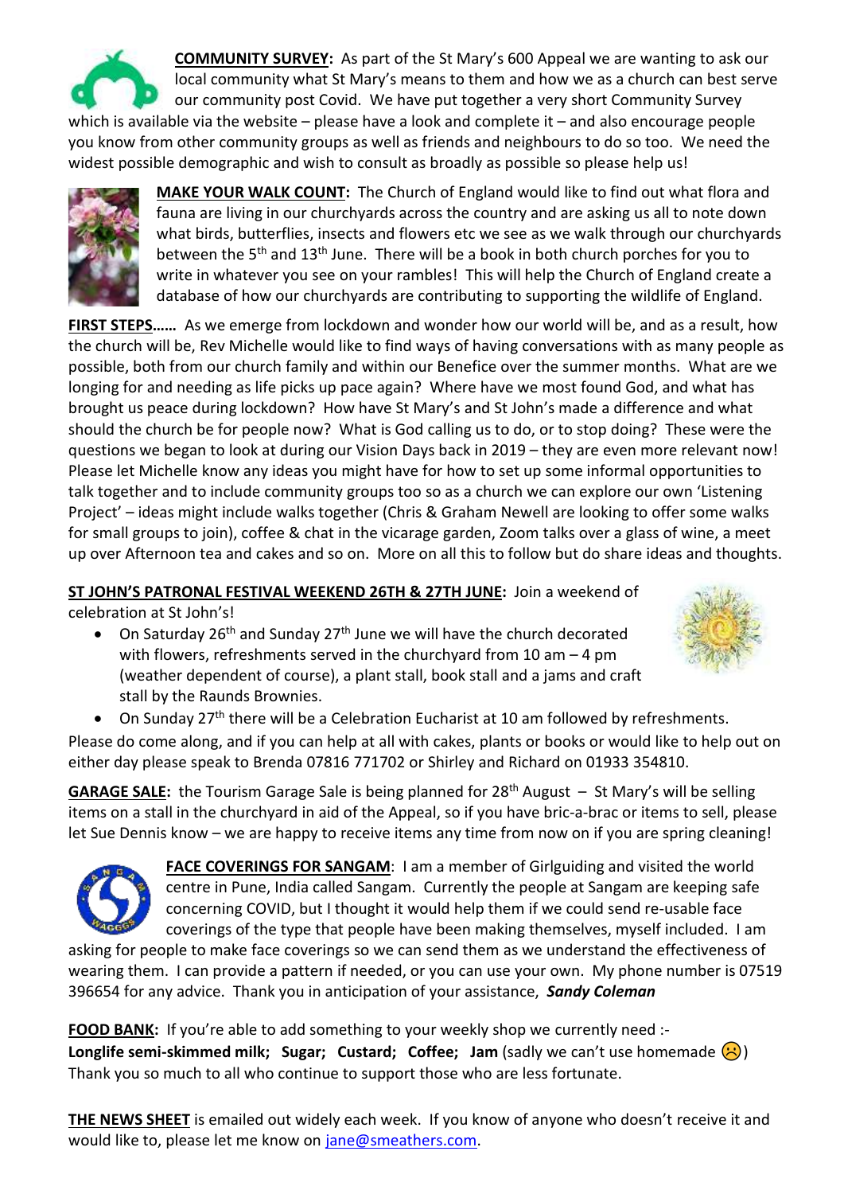**COMMUNITY SURVEY:** As part of the St Mary's 600 Appeal we are wanting to ask our local community what St Mary's means to them and how we as a church can best serve our community post Covid. We have put together a very short Community Survey which is available via the website – please have a look and complete it – and also encourage people you know from other community groups as well as friends and neighbours to do so too. We need the widest possible demographic and wish to consult as broadly as possible so please help us!

**MAKE YOUR WALK COUNT:** The Church of England would like to find out what flora and fauna are living in our churchyards across the country and are asking us all to note down what birds, butterflies, insects and flowers etc we see as we walk through our churchyards between the 5th and 13th June. There will be a book in both church porches for you to write in whatever you see on your rambles! This will help the Church of England create a database of how our churchyards are contributing to supporting the wildlife of England.

**FIRST STEPS……** As we emerge from lockdown and wonder how our world will be, and as a result, how the church will be, Rev Michelle would like to find ways of having conversations with as many people as possible, both from our church family and within our Benefice over the summer months. What are we longing for and needing as life picks up pace again? Where have we most found God, and what has brought us peace during lockdown? How have St Mary's and St John's made a difference and what should the church be for people now? What is God calling us to do, or to stop doing? These were the questions we began to look at during our Vision Days back in 2019 – they are even more relevant now! Please let Michelle know any ideas you might have for how to set up some informal opportunities to talk together and to include community groups too so as a church we can explore our own 'Listening Project' – ideas might include walks together (Chris & Graham Newell are looking to offer some walks for small groups to join), coffee & chat in the vicarage garden, Zoom talks over a glass of wine, a meet up over Afternoon tea and cakes and so on. More on all this to follow but do share ideas and thoughts.

**ST JOHN'S PATRONAL FESTIVAL WEEKEND 26TH & 27TH JUNE:** Join a weekend of celebration at St John's!

- On Saturday 26th and Sunday 27th June we will have the church decorated with flowers, refreshments served in the churchyard from 10 am – 4 pm (weather dependent of course), a plant stall, book stall and a jams and craft stall by the Raunds Brownies.
- On Sunday 27th there will be a Celebration Eucharist at 10 am followed by refreshments.

Please do come along, and if you can help at all with cakes, plants or books or would like to help out on either day please speak to Brenda 07816 771702 or Shirley and Richard on 01933 354810.

**GARAGE SALE:** the Tourism Garage Sale is being planned for 28th August – St Mary's will be selling items on a stall in the churchyard in aid of the Appeal, so if you have bric-a-brac or items to sell, please let Sue Dennis know – we are happy to receive items any time from now on if you are spring cleaning!

**FACE COVERINGS FOR SANGAM**: I am a member of Girlguiding and visited the world centre in Pune, India called Sangam. Currently the people at Sangam are keeping safe concerning COVID, but I thought it would help them if we could send re-usable face coverings of the type that people have been making themselves, myself included. I am asking for people to make face coverings so we can send them as we understand the effectiveness of wearing them. I can provide a pattern if needed, or you can use your own. My phone number is 07519 396654 for any advice. Thank you in anticipation of your assistance, ***Sandy Coleman***

**FOOD BANK:** If you're able to add something to your weekly shop we currently need :-
**Longlife semi-skimmed milk; Sugar; Custard; Coffee; Jam** (sadly we can't use homemade ☹)
Thank you so much to all who continue to support those who are less fortunate.

**THE NEWS SHEET** is emailed out widely each week. If you know of anyone who doesn't receive it and would like to, please let me know on jane@smeathers.com.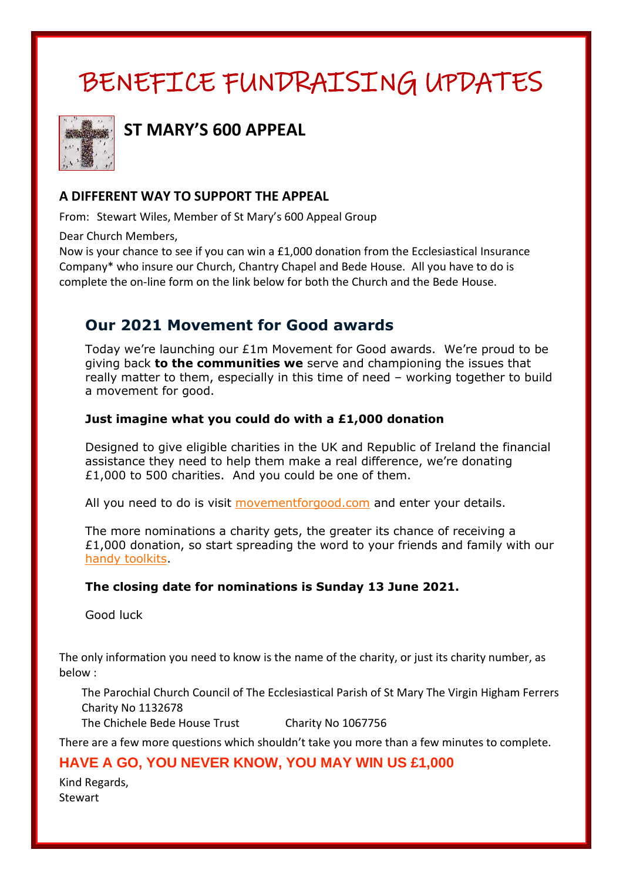# BENEFICE FUNDRAISING UPDATES

## ST MARY'S 600 APPEAL

### A DIFFERENT WAY TO SUPPORT THE APPEAL

From: Stewart Wiles, Member of St Mary's 600 Appeal Group

Dear Church Members,

Now is your chance to see if you can win a £1,000 donation from the Ecclesiastical Insurance Company* who insure our Church, Chantry Chapel and Bede House. All you have to do is complete the on-line form on the link below for both the Church and the Bede House.

### Our 2021 Movement for Good awards

Today we're launching our £1m Movement for Good awards. We're proud to be giving back **to the communities we** serve and championing the issues that really matter to them, especially in this time of need – working together to build a movement for good.

**Just imagine what you could do with a £1,000 donation**

Designed to give eligible charities in the UK and Republic of Ireland the financial assistance they need to help them make a real difference, we're donating £1,000 to 500 charities. And you could be one of them.

All you need to do is visit movementforgood.com and enter your details.

The more nominations a charity gets, the greater its chance of receiving a £1,000 donation, so start spreading the word to your friends and family with our handy toolkits.

**The closing date for nominations is Sunday 13 June 2021.**

Good luck

The only information you need to know is the name of the charity, or just its charity number, as below :

The Parochial Church Council of The Ecclesiastical Parish of St Mary The Virgin Higham Ferrers Charity No 1132678

The Chichele Bede House Trust Charity No 1067756

There are a few more questions which shouldn't take you more than a few minutes to complete.

**HAVE A GO, YOU NEVER KNOW, YOU MAY WIN US £1,000**

Kind Regards,
Stewart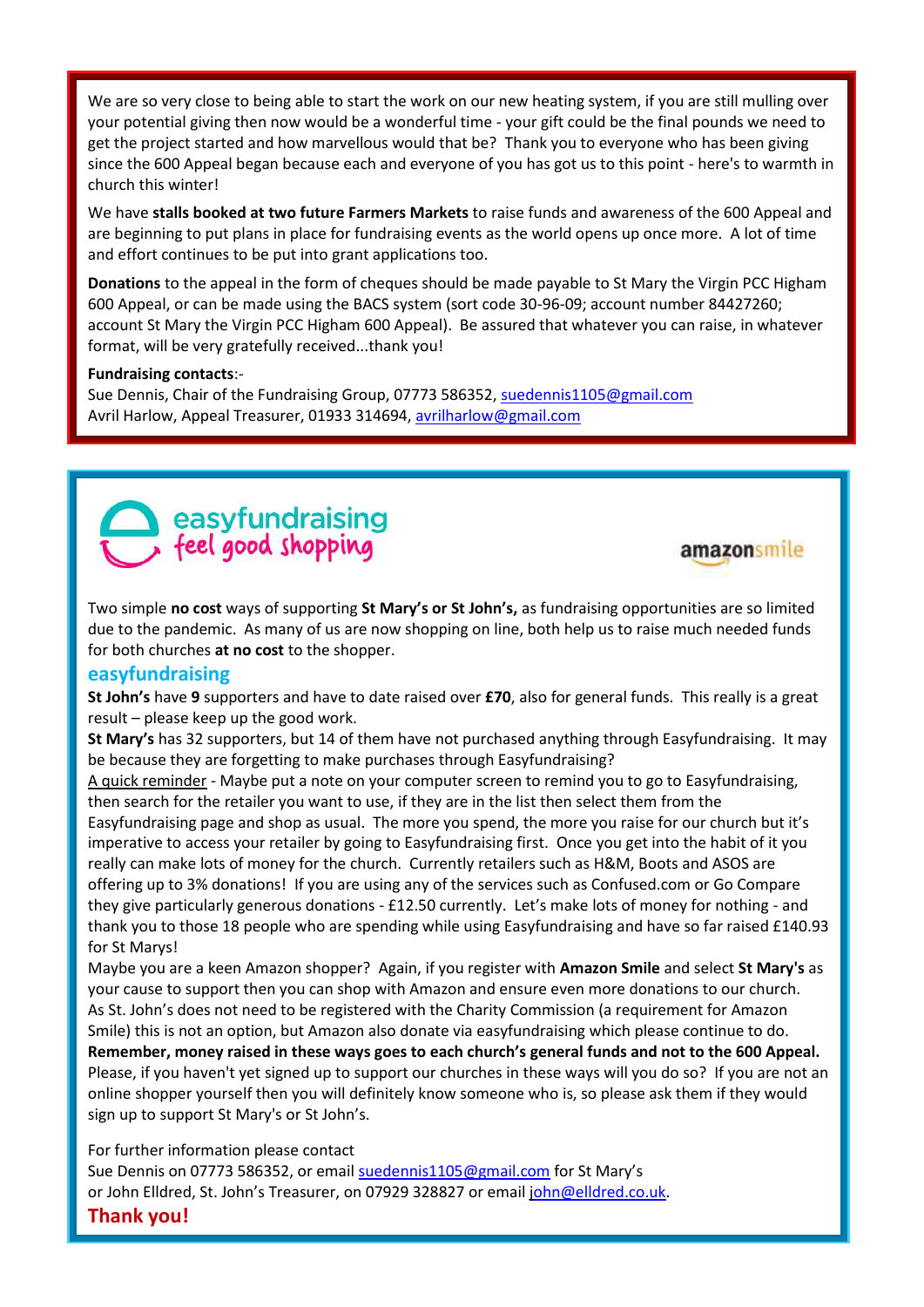We are so very close to being able to start the work on our new heating system, if you are still mulling over your potential giving then now would be a wonderful time - your gift could be the final pounds we need to get the project started and how marvellous would that be? Thank you to everyone who has been giving since the 600 Appeal began because each and everyone of you has got us to this point - here's to warmth in church this winter!

We have **stalls booked at two future Farmers Markets** to raise funds and awareness of the 600 Appeal and are beginning to put plans in place for fundraising events as the world opens up once more. A lot of time and effort continues to be put into grant applications too.

**Donations** to the appeal in the form of cheques should be made payable to St Mary the Virgin PCC Higham 600 Appeal, or can be made using the BACS system (sort code 30-96-09; account number 84427260; account St Mary the Virgin PCC Higham 600 Appeal). Be assured that whatever you can raise, in whatever format, will be very gratefully received...thank you!

**Fundraising contacts**:-
Sue Dennis, Chair of the Fundraising Group, 07773 586352, suedennis1105@gmail.com
Avril Harlow, Appeal Treasurer, 01933 314694, avrilharlow@gmail.com

easyfundraising feel good shopping

amazonsmile

Two simple **no cost** ways of supporting **St Mary's or St John's,** as fundraising opportunities are so limited due to the pandemic. As many of us are now shopping on line, both help us to raise much needed funds for both churches **at no cost** to the shopper.

## easyfundraising

**St John's** have **9** supporters and have to date raised over **£70**, also for general funds. This really is a great result – please keep up the good work.
**St Mary's** has 32 supporters, but 14 of them have not purchased anything through Easyfundraising. It may be because they are forgetting to make purchases through Easyfundraising?
A quick reminder - Maybe put a note on your computer screen to remind you to go to Easyfundraising, then search for the retailer you want to use, if they are in the list then select them from the Easyfundraising page and shop as usual. The more you spend, the more you raise for our church but it's imperative to access your retailer by going to Easyfundraising first. Once you get into the habit of it you really can make lots of money for the church. Currently retailers such as H&M, Boots and ASOS are offering up to 3% donations! If you are using any of the services such as Confused.com or Go Compare they give particularly generous donations - £12.50 currently. Let's make lots of money for nothing - and thank you to those 18 people who are spending while using Easyfundraising and have so far raised £140.93 for St Marys!
Maybe you are a keen Amazon shopper? Again, if you register with **Amazon Smile** and select **St Mary's** as your cause to support then you can shop with Amazon and ensure even more donations to our church. As St. John's does not need to be registered with the Charity Commission (a requirement for Amazon Smile) this is not an option, but Amazon also donate via easyfundraising which please continue to do.
**Remember, money raised in these ways goes to each church's general funds and not to the 600 Appeal.**
Please, if you haven't yet signed up to support our churches in these ways will you do so? If you are not an online shopper yourself then you will definitely know someone who is, so please ask them if they would sign up to support St Mary's or St John's.

For further information please contact
Sue Dennis on 07773 586352, or email suedennis1105@gmail.com for St Mary's
or John Elldred, St. John's Treasurer, on 07929 328827 or email john@elldred.co.uk.

**Thank you!**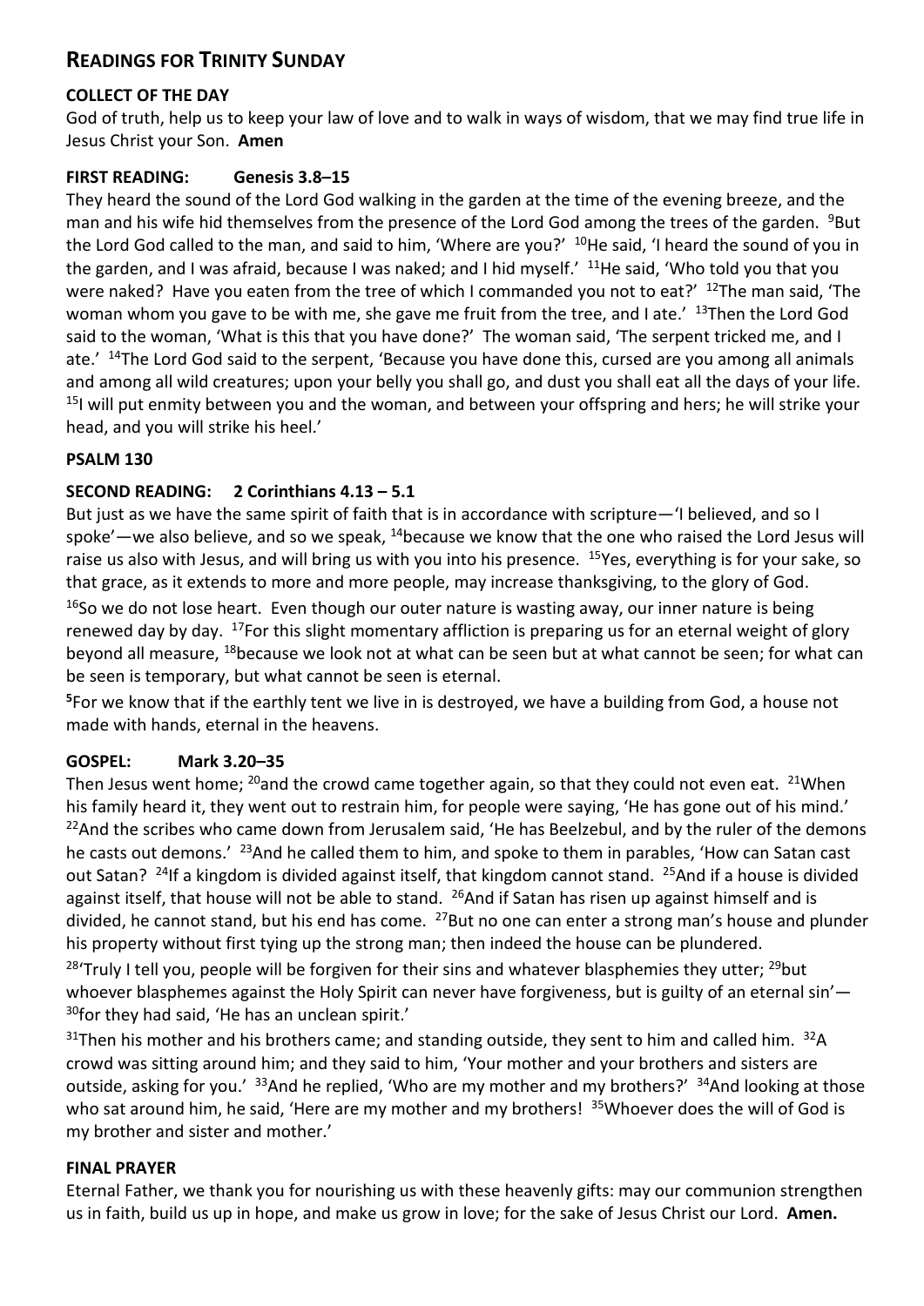## READINGS FOR TRINITY SUNDAY

### COLLECT OF THE DAY

God of truth, help us to keep your law of love and to walk in ways of wisdom, that we may find true life in Jesus Christ your Son. **Amen**

### FIRST READING: Genesis 3.8–15

They heard the sound of the Lord God walking in the garden at the time of the evening breeze, and the man and his wife hid themselves from the presence of the Lord God among the trees of the garden. [9]But the Lord God called to the man, and said to him, 'Where are you?' [10]He said, 'I heard the sound of you in the garden, and I was afraid, because I was naked; and I hid myself.' [11]He said, 'Who told you that you were naked? Have you eaten from the tree of which I commanded you not to eat?' [12]The man said, 'The woman whom you gave to be with me, she gave me fruit from the tree, and I ate.' [13]Then the Lord God said to the woman, 'What is this that you have done?' The woman said, 'The serpent tricked me, and I ate.' [14]The Lord God said to the serpent, 'Because you have done this, cursed are you among all animals and among all wild creatures; upon your belly you shall go, and dust you shall eat all the days of your life. [15]I will put enmity between you and the woman, and between your offspring and hers; he will strike your head, and you will strike his heel.'

### PSALM 130

### SECOND READING: 2 Corinthians 4.13 – 5.1

But just as we have the same spirit of faith that is in accordance with scripture—'I believed, and so I spoke'—we also believe, and so we speak, [14]because we know that the one who raised the Lord Jesus will raise us also with Jesus, and will bring us with you into his presence. [15]Yes, everything is for your sake, so that grace, as it extends to more and more people, may increase thanksgiving, to the glory of God.

[16]So we do not lose heart. Even though our outer nature is wasting away, our inner nature is being renewed day by day. [17]For this slight momentary affliction is preparing us for an eternal weight of glory beyond all measure, [18]because we look not at what can be seen but at what cannot be seen; for what can be seen is temporary, but what cannot be seen is eternal.

**[5]**For we know that if the earthly tent we live in is destroyed, we have a building from God, a house not made with hands, eternal in the heavens.

### GOSPEL: Mark 3.20–35

Then Jesus went home; [20]and the crowd came together again, so that they could not even eat. [21]When his family heard it, they went out to restrain him, for people were saying, 'He has gone out of his mind.' [22]And the scribes who came down from Jerusalem said, 'He has Beelzebul, and by the ruler of the demons he casts out demons.' [23]And he called them to him, and spoke to them in parables, 'How can Satan cast out Satan? [24]If a kingdom is divided against itself, that kingdom cannot stand. [25]And if a house is divided against itself, that house will not be able to stand. [26]And if Satan has risen up against himself and is divided, he cannot stand, but his end has come. [27]But no one can enter a strong man's house and plunder his property without first tying up the strong man; then indeed the house can be plundered.

[28]'Truly I tell you, people will be forgiven for their sins and whatever blasphemies they utter; [29]but whoever blasphemes against the Holy Spirit can never have forgiveness, but is guilty of an eternal sin'—[30]for they had said, 'He has an unclean spirit.'

[31]Then his mother and his brothers came; and standing outside, they sent to him and called him. [32]A crowd was sitting around him; and they said to him, 'Your mother and your brothers and sisters are outside, asking for you.' [33]And he replied, 'Who are my mother and my brothers?' [34]And looking at those who sat around him, he said, 'Here are my mother and my brothers! [35]Whoever does the will of God is my brother and sister and mother.'

### FINAL PRAYER

Eternal Father, we thank you for nourishing us with these heavenly gifts: may our communion strengthen us in faith, build us up in hope, and make us grow in love; for the sake of Jesus Christ our Lord. **Amen.**